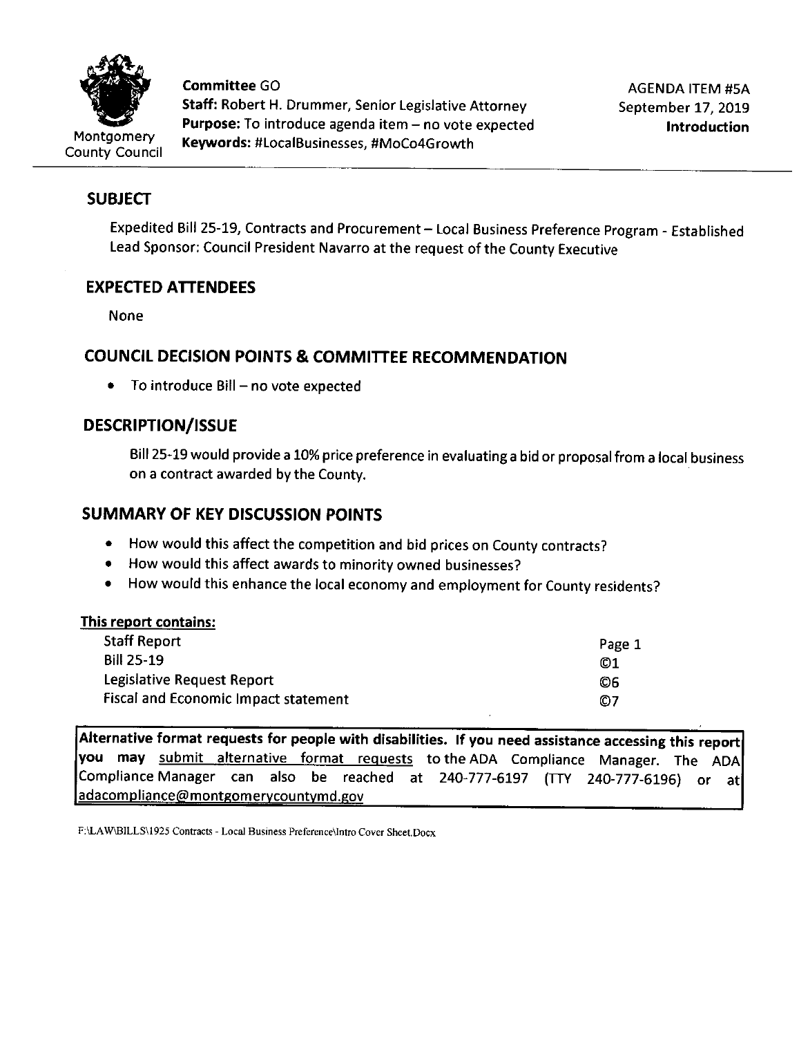Montgomery County Council

**Committee** GO
**Staff:** Robert H. Drummer, Senior Legislative Attorney
**Purpose:** To introduce agenda item – no vote expected
**Keywords:** #LocalBusinesses, #MoCo4Growth

AGENDA ITEM #5A
September 17, 2019
**Introduction**

## SUBJECT

Expedited Bill 25-19, Contracts and Procurement – Local Business Preference Program - Established
Lead Sponsor: Council President Navarro at the request of the County Executive

## EXPECTED ATTENDEES

None

## COUNCIL DECISION POINTS & COMMITTEE RECOMMENDATION

- To introduce Bill – no vote expected

## DESCRIPTION/ISSUE

Bill 25-19 would provide a 10% price preference in evaluating a bid or proposal from a local business on a contract awarded by the County.

## SUMMARY OF KEY DISCUSSION POINTS

- How would this affect the competition and bid prices on County contracts?
- How would this affect awards to minority owned businesses?
- How would this enhance the local economy and employment for County residents?

**This report contains:**

| | |
|---|---|
| Staff Report | Page 1 |
| Bill 25-19 | ©1 |
| Legislative Request Report | ©6 |
| Fiscal and Economic Impact statement | ©7 |

**Alternative format requests for people with disabilities. If you need assistance accessing this report you may** submit alternative format requests to the ADA Compliance Manager. The ADA Compliance Manager can also be reached at 240-777-6197 (TTY 240-777-6196) or at adacompliance@montgomerycountymd.gov

F:\LAW\BILLS\1925 Contracts - Local Business Preference\Intro Cover Sheet.Docx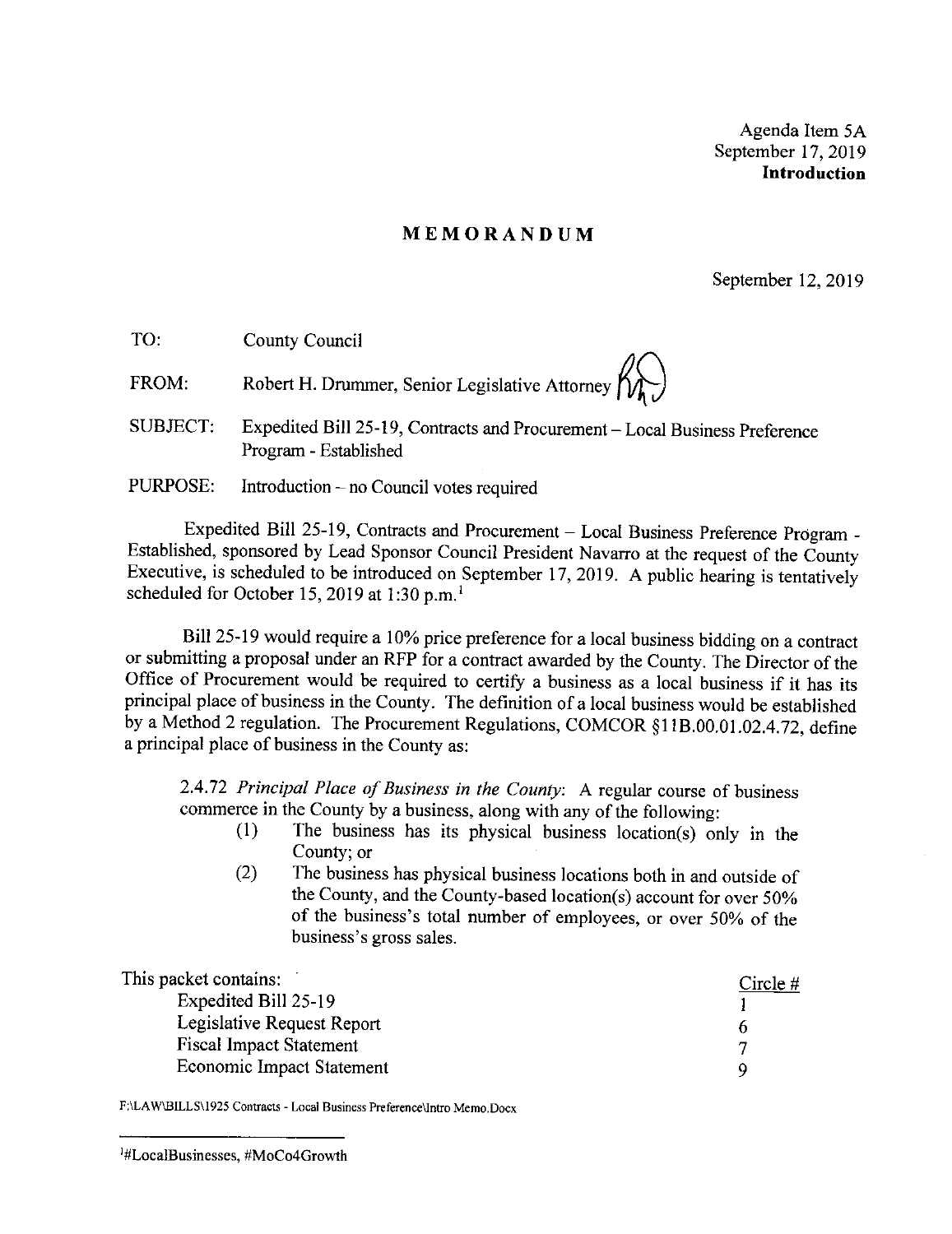Agenda Item 5A
September 17, 2019
**Introduction**

# MEMORANDUM

September 12, 2019

TO: County Council

FROM: Robert H. Drummer, Senior Legislative Attorney

SUBJECT: Expedited Bill 25-19, Contracts and Procurement – Local Business Preference Program - Established

PURPOSE: Introduction – no Council votes required

Expedited Bill 25-19, Contracts and Procurement – Local Business Preference Program - Established, sponsored by Lead Sponsor Council President Navarro at the request of the County Executive, is scheduled to be introduced on September 17, 2019. A public hearing is tentatively scheduled for October 15, 2019 at 1:30 p.m.[1]

Bill 25-19 would require a 10% price preference for a local business bidding on a contract or submitting a proposal under an RFP for a contract awarded by the County. The Director of the Office of Procurement would be required to certify a business as a local business if it has its principal place of business in the County. The definition of a local business would be established by a Method 2 regulation. The Procurement Regulations, COMCOR §11B.00.01.02.4.72, define a principal place of business in the County as:

> 2.4.72 *Principal Place of Business in the County*: A regular course of business commerce in the County by a business, along with any of the following:
> (1) The business has its physical business location(s) only in the County; or
> (2) The business has physical business locations both in and outside of the County, and the County-based location(s) account for over 50% of the business's total number of employees, or over 50% of the business's gross sales.

| This packet contains: | Circle # |
|---|---|
| Expedited Bill 25-19 | 1 |
| Legislative Request Report | 6 |
| Fiscal Impact Statement | 7 |
| Economic Impact Statement | 9 |

F:\LAW\BILLS\1925 Contracts - Local Business Preference\Intro Memo.Docx

[1] #LocalBusinesses, #MoCo4Growth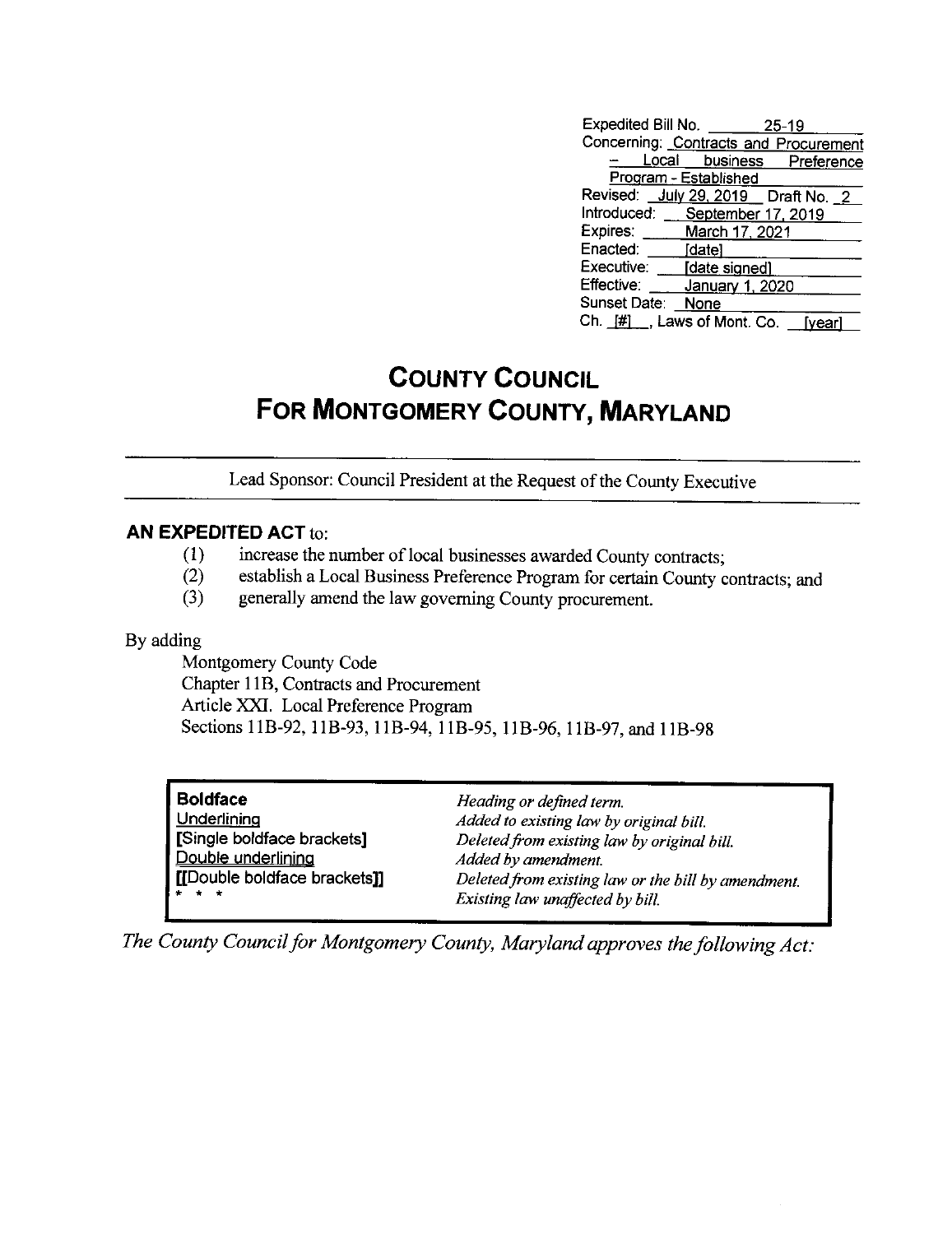| | |
|---|---|
| Expedited Bill No. | 25-19 |
| Concerning: | Contracts and Procurement – Local business Preference Program - Established |
| Revised: | July 29, 2019 Draft No. 2 |
| Introduced: | September 17, 2019 |
| Expires: | March 17, 2021 |
| Enacted: | [date] |
| Executive: | [date signed] |
| Effective: | January 1, 2020 |
| Sunset Date: | None |
| Ch. [#], Laws of Mont. Co. | [year] |

# COUNTY COUNCIL
# FOR MONTGOMERY COUNTY, MARYLAND

Lead Sponsor: Council President at the Request of the County Executive

**AN EXPEDITED ACT** to:

(1) increase the number of local businesses awarded County contracts;
(2) establish a Local Business Preference Program for certain County contracts; and
(3) generally amend the law governing County procurement.

By adding

Montgomery County Code
Chapter 11B, Contracts and Procurement
Article XXI. Local Preference Program
Sections 11B-92, 11B-93, 11B-94, 11B-95, 11B-96, 11B-97, and 11B-98

| | |
|---|---|
| **Boldface** | *Heading or defined term.* |
| Underlining | *Added to existing law by original bill.* |
| **[Single boldface brackets]** | *Deleted from existing law by original bill.* |
| Double underlining | *Added by amendment.* |
| **[[Double boldface brackets]]** | *Deleted from existing law or the bill by amendment.* |
| * * * | *Existing law unaffected by bill.* |

*The County Council for Montgomery County, Maryland approves the following Act:*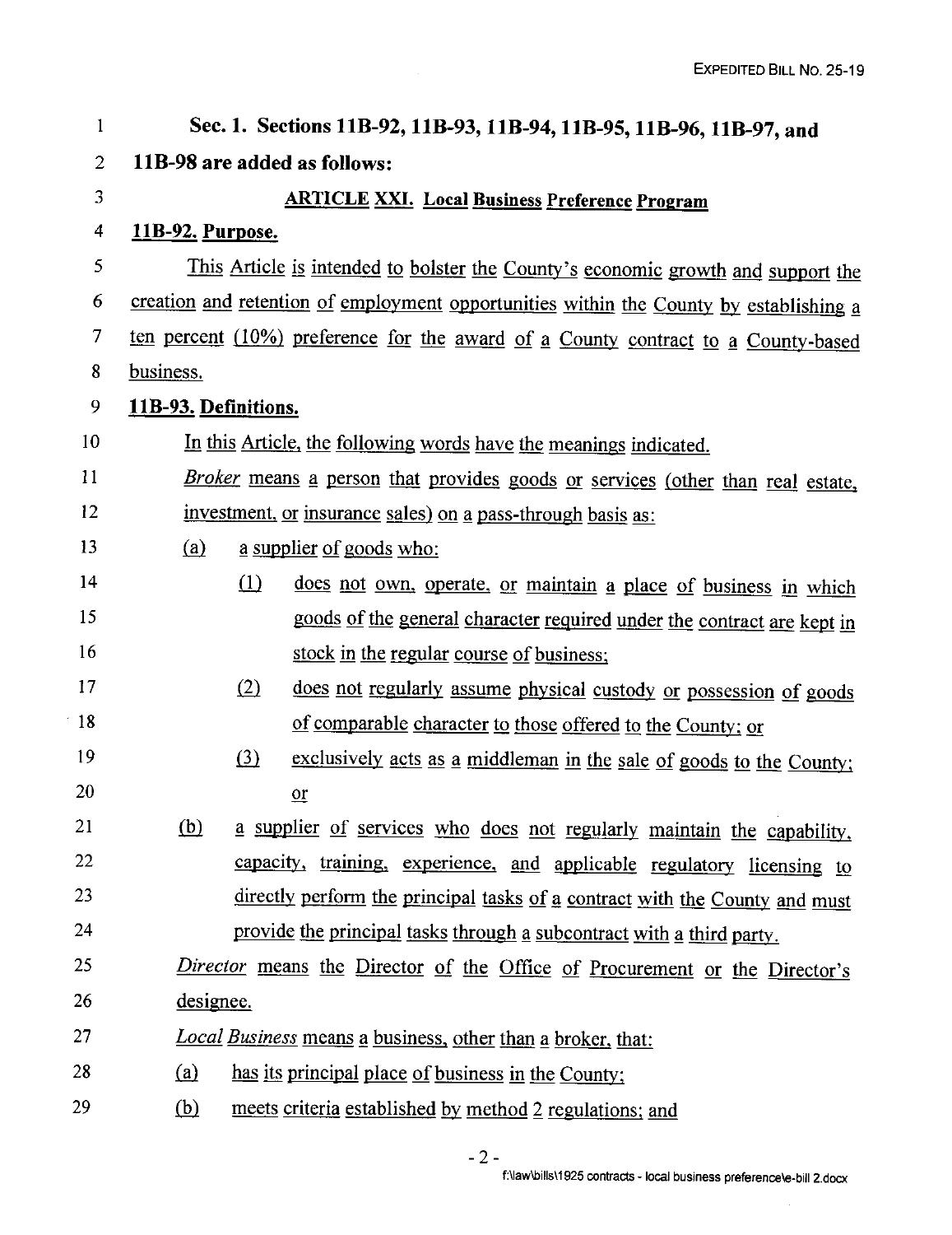**Sec. 1. Sections 11B-92, 11B-93, 11B-94, 11B-95, 11B-96, 11B-97, and 11B-98 are added as follows:**

**ARTICLE XXI. Local Business Preference Program**

**11B-92. Purpose.**

This Article is intended to bolster the County's economic growth and support the creation and retention of employment opportunities within the County by establishing a ten percent (10%) preference for the award of a County contract to a County-based business.

**11B-93. Definitions.**

In this Article, the following words have the meanings indicated.

*Broker* means a person that provides goods or services (other than real estate, investment, or insurance sales) on a pass-through basis as:

(a) a supplier of goods who:

(1) does not own, operate, or maintain a place of business in which goods of the general character required under the contract are kept in stock in the regular course of business;

(2) does not regularly assume physical custody or possession of goods of comparable character to those offered to the County; or

(3) exclusively acts as a middleman in the sale of goods to the County; or

(b) a supplier of services who does not regularly maintain the capability, capacity, training, experience, and applicable regulatory licensing to directly perform the principal tasks of a contract with the County and must provide the principal tasks through a subcontract with a third party.

*Director* means the Director of the Office of Procurement or the Director's designee.

*Local Business* means a business, other than a broker, that:

(a) has its principal place of business in the County;

(b) meets criteria established by method 2 regulations; and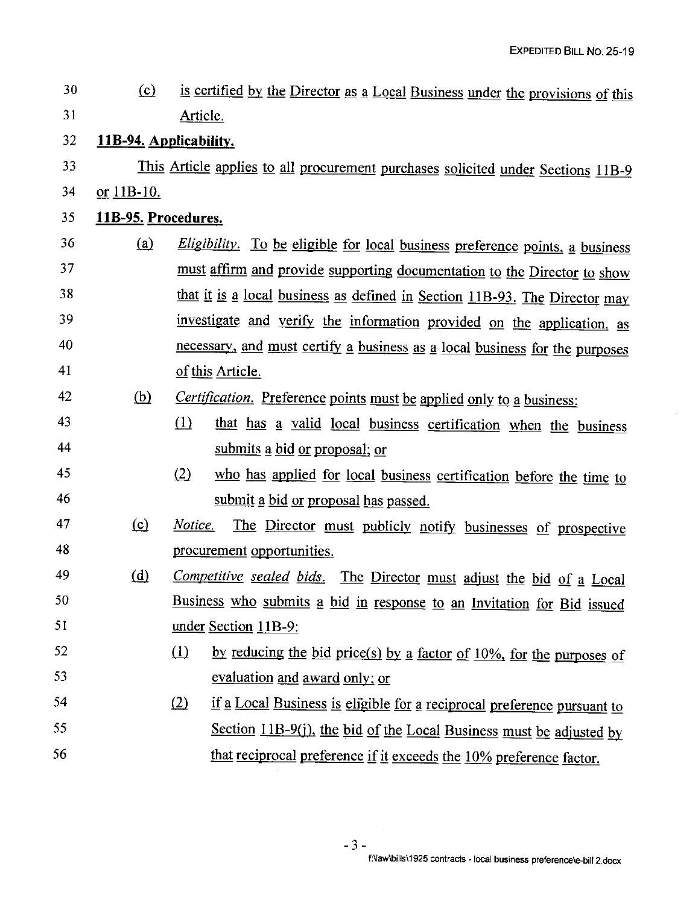(c) is certified by the Director as a Local Business under the provisions of this Article.

**11B-94. Applicability.**

This Article applies to all procurement purchases solicited under Sections 11B-9 or 11B-10.

**11B-95. Procedures.**

(a) *Eligibility.* To be eligible for local business preference points, a business must affirm and provide supporting documentation to the Director to show that it is a local business as defined in Section 11B-93. The Director may investigate and verify the information provided on the application, as necessary, and must certify a business as a local business for the purposes of this Article.

(b) *Certification.* Preference points must be applied only to a business:

(1) that has a valid local business certification when the business submits a bid or proposal; or

(2) who has applied for local business certification before the time to submit a bid or proposal has passed.

(c) *Notice.* The Director must publicly notify businesses of prospective procurement opportunities.

(d) *Competitive sealed bids.* The Director must adjust the bid of a Local Business who submits a bid in response to an Invitation for Bid issued under Section 11B-9:

(1) by reducing the bid price(s) by a factor of 10%, for the purposes of evaluation and award only; or

(2) if a Local Business is eligible for a reciprocal preference pursuant to Section 11B-9(j), the bid of the Local Business must be adjusted by that reciprocal preference if it exceeds the 10% preference factor.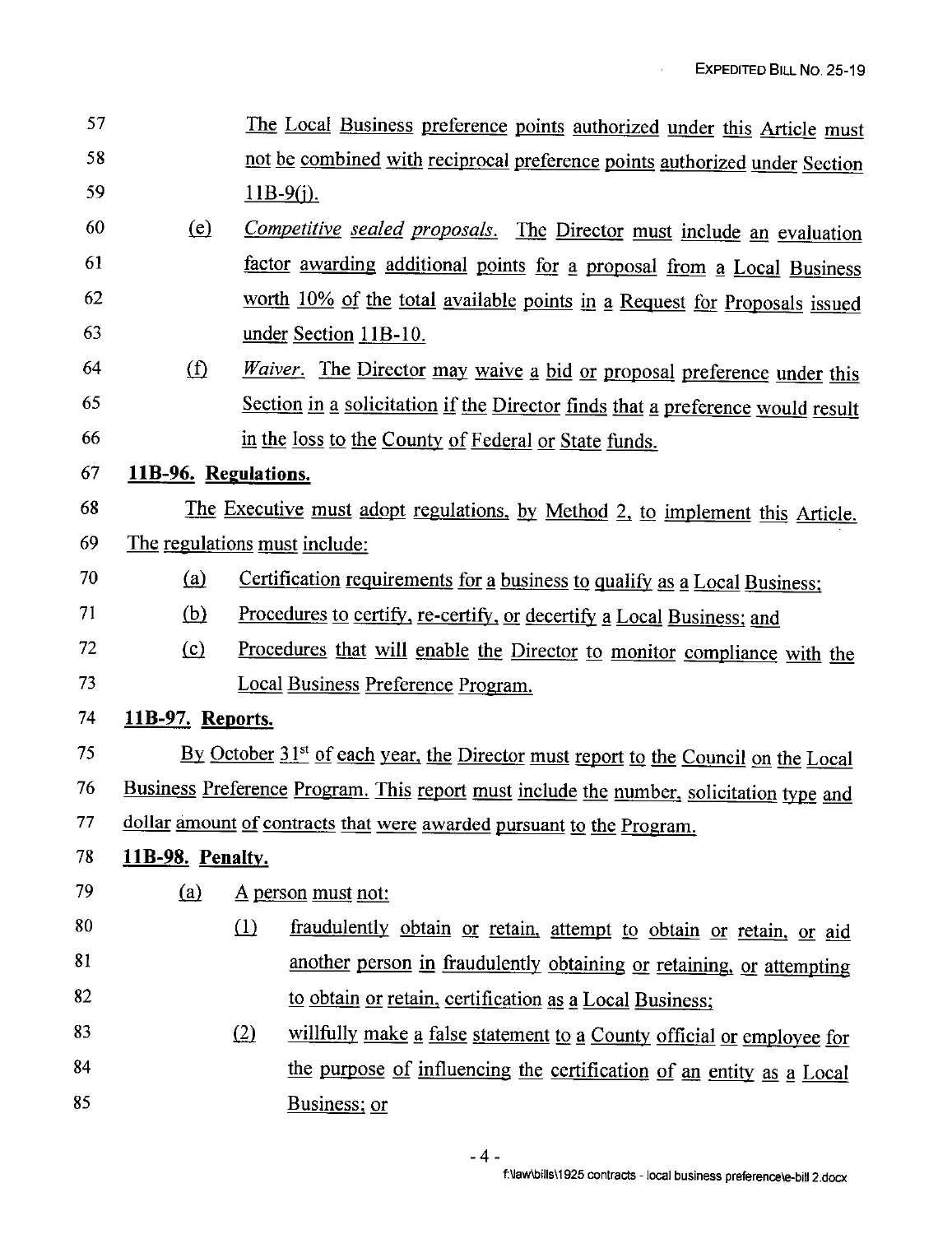The Local Business preference points authorized under this Article must not be combined with reciprocal preference points authorized under Section 11B-9(j).

(e) *Competitive sealed proposals.* The Director must include an evaluation factor awarding additional points for a proposal from a Local Business worth 10% of the total available points in a Request for Proposals issued under Section 11B-10.

(f) *Waiver.* The Director may waive a bid or proposal preference under this Section in a solicitation if the Director finds that a preference would result in the loss to the County of Federal or State funds.

**11B-96. Regulations.**

The Executive must adopt regulations, by Method 2, to implement this Article. The regulations must include:

(a) Certification requirements for a business to qualify as a Local Business;

(b) Procedures to certify, re-certify, or decertify a Local Business; and

(c) Procedures that will enable the Director to monitor compliance with the Local Business Preference Program.

**11B-97. Reports.**

By October 31st of each year, the Director must report to the Council on the Local Business Preference Program. This report must include the number, solicitation type and dollar amount of contracts that were awarded pursuant to the Program.

**11B-98. Penalty.**

(a) A person must not:

(1) fraudulently obtain or retain, attempt to obtain or retain, or aid another person in fraudulently obtaining or retaining, or attempting to obtain or retain, certification as a Local Business;

(2) willfully make a false statement to a County official or employee for the purpose of influencing the certification of an entity as a Local Business; or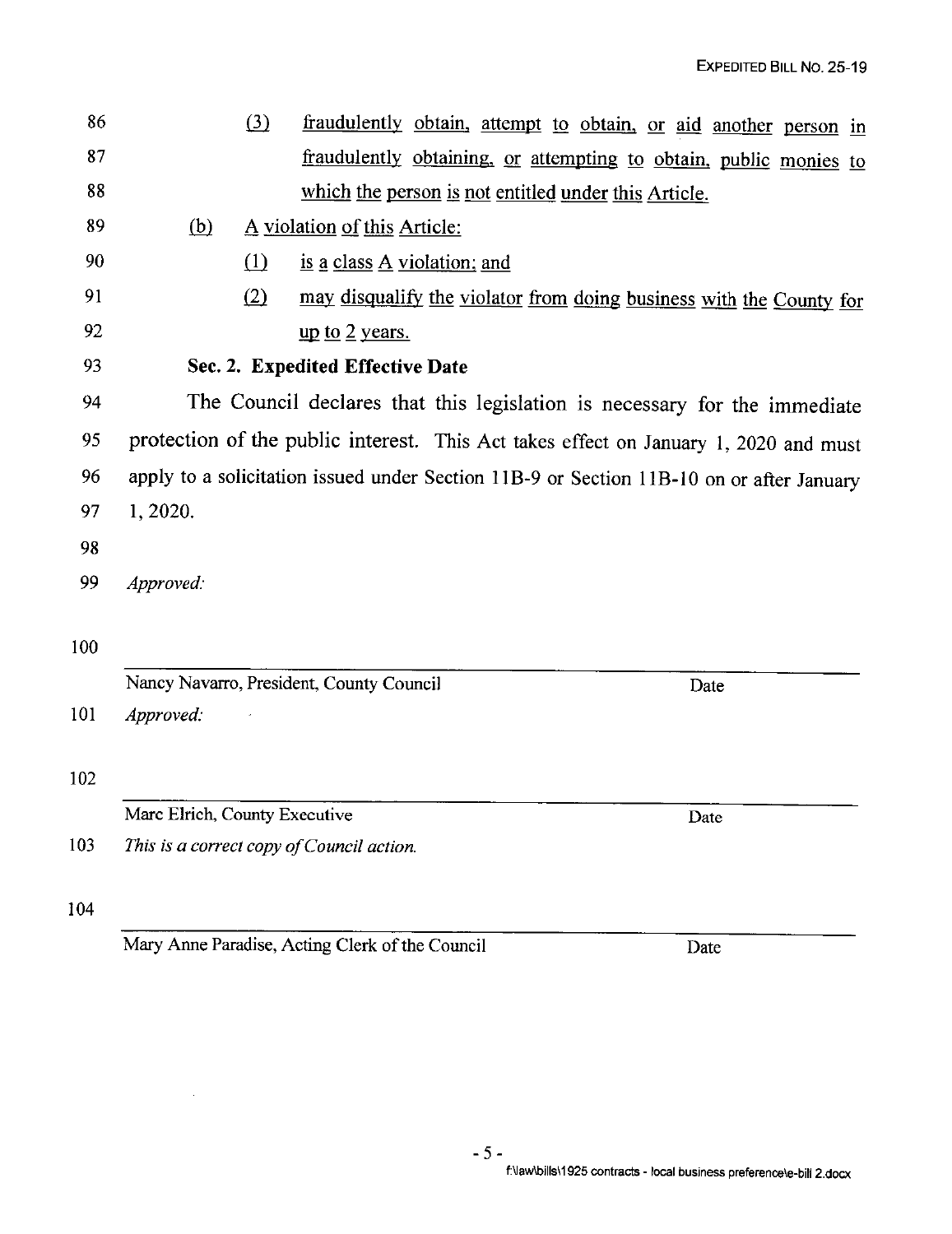86 (3) fraudulently obtain, attempt to obtain, or aid another person in
87 fraudulently obtaining, or attempting to obtain, public monies to
88 which the person is not entitled under this Article.
89 (b) A violation of this Article:
90 (1) is a class A violation; and
91 (2) may disqualify the violator from doing business with the County for
92 up to 2 years.
93 **Sec. 2. Expedited Effective Date**
94 The Council declares that this legislation is necessary for the immediate
95 protection of the public interest. This Act takes effect on January 1, 2020 and must
96 apply to a solicitation issued under Section 11B-9 or Section 11B-10 on or after January
97 1, 2020.
98
99 *Approved:*

100

Nancy Navarro, President, County Council — Date

101 *Approved:*

102

Marc Elrich, County Executive — Date

103 *This is a correct copy of Council action.*

104

Mary Anne Paradise, Acting Clerk of the Council — Date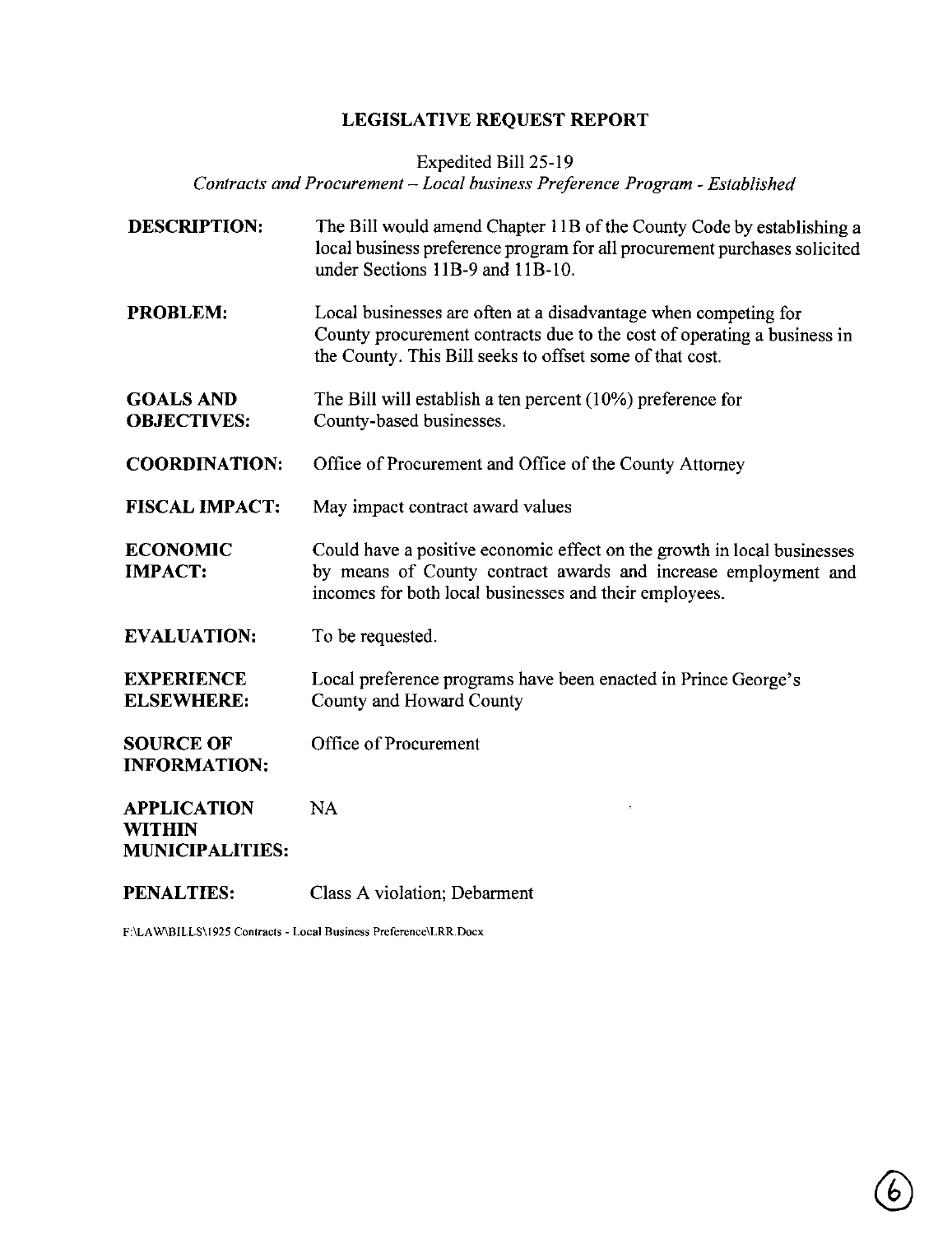# LEGISLATIVE REQUEST REPORT

Expedited Bill 25-19

*Contracts and Procurement – Local business Preference Program - Established*

| | |
|---|---|
| **DESCRIPTION:** | The Bill would amend Chapter 11B of the County Code by establishing a local business preference program for all procurement purchases solicited under Sections 11B-9 and 11B-10. |
| **PROBLEM:** | Local businesses are often at a disadvantage when competing for County procurement contracts due to the cost of operating a business in the County. This Bill seeks to offset some of that cost. |
| **GOALS AND OBJECTIVES:** | The Bill will establish a ten percent (10%) preference for County-based businesses. |
| **COORDINATION:** | Office of Procurement and Office of the County Attorney |
| **FISCAL IMPACT:** | May impact contract award values |
| **ECONOMIC IMPACT:** | Could have a positive economic effect on the growth in local businesses by means of County contract awards and increase employment and incomes for both local businesses and their employees. |
| **EVALUATION:** | To be requested. |
| **EXPERIENCE ELSEWHERE:** | Local preference programs have been enacted in Prince George's County and Howard County |
| **SOURCE OF INFORMATION:** | Office of Procurement |
| **APPLICATION WITHIN MUNICIPALITIES:** | NA |
| **PENALTIES:** | Class A violation; Debarment |

F:\LAW\BILLS\1925 Contracts - Local Business Preference\LRR.Docx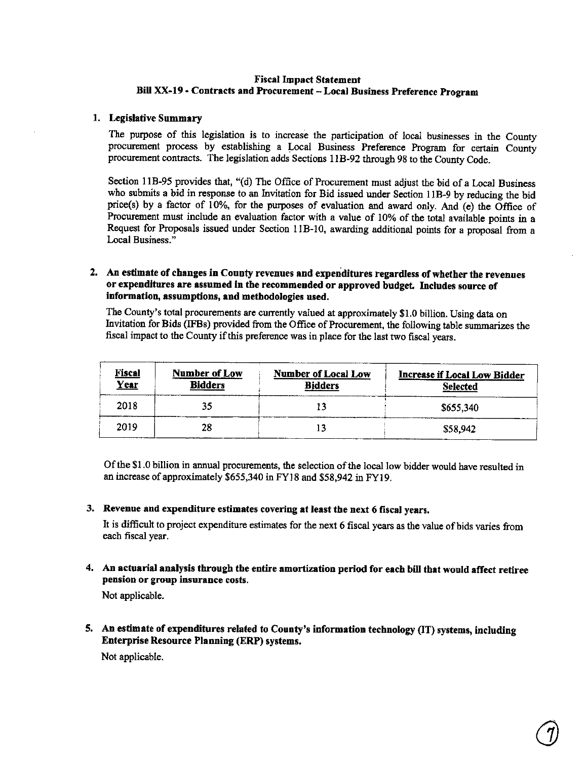**Fiscal Impact Statement**
**Bill XX-19 - Contracts and Procurement – Local Business Preference Program**

1. **Legislative Summary**

   The purpose of this legislation is to increase the participation of local businesses in the County procurement process by establishing a Local Business Preference Program for certain County procurement contracts. The legislation adds Sections 11B-92 through 98 to the County Code.

   Section 11B-95 provides that, "(d) The Office of Procurement must adjust the bid of a Local Business who submits a bid in response to an Invitation for Bid issued under Section 11B-9 by reducing the bid price(s) by a factor of 10%, for the purposes of evaluation and award only. And (e) the Office of Procurement must include an evaluation factor with a value of 10% of the total available points in a Request for Proposals issued under Section 11B-10, awarding additional points for a proposal from a Local Business."

2. **An estimate of changes in County revenues and expenditures regardless of whether the revenues or expenditures are assumed in the recommended or approved budget. Includes source of information, assumptions, and methodologies used.**

   The County's total procurements are currently valued at approximately $1.0 billion. Using data on Invitation for Bids (IFBs) provided from the Office of Procurement, the following table summarizes the fiscal impact to the County if this preference was in place for the last two fiscal years.

   | Fiscal Year | Number of Low Bidders | Number of Local Low Bidders | Increase if Local Low Bidder Selected |
   |---|---|---|---|
   | 2018 | 35 | 13 | $655,340 |
   | 2019 | 28 | 13 | $58,942 |

   Of the $1.0 billion in annual procurements, the selection of the local low bidder would have resulted in an increase of approximately $655,340 in FY18 and $58,942 in FY19.

3. **Revenue and expenditure estimates covering at least the next 6 fiscal years.**

   It is difficult to project expenditure estimates for the next 6 fiscal years as the value of bids varies from each fiscal year.

4. **An actuarial analysis through the entire amortization period for each bill that would affect retiree pension or group insurance costs.**

   Not applicable.

5. **An estimate of expenditures related to County's information technology (IT) systems, including Enterprise Resource Planning (ERP) systems.**

   Not applicable.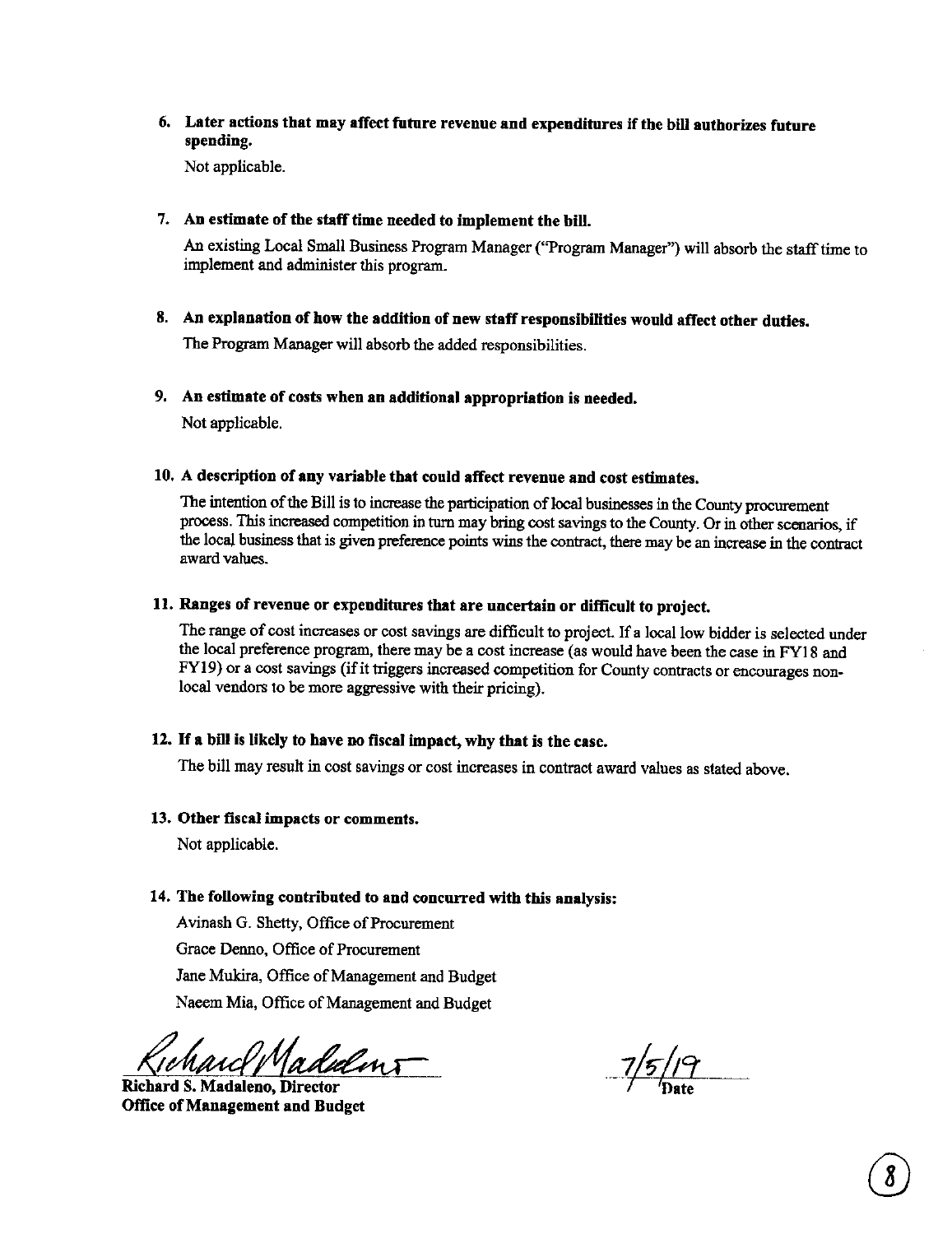6. **Later actions that may affect future revenue and expenditures if the bill authorizes future spending.**

   Not applicable.

7. **An estimate of the staff time needed to implement the bill.**

   An existing Local Small Business Program Manager ("Program Manager") will absorb the staff time to implement and administer this program.

8. **An explanation of how the addition of new staff responsibilities would affect other duties.**

   The Program Manager will absorb the added responsibilities.

9. **An estimate of costs when an additional appropriation is needed.**

   Not applicable.

10. **A description of any variable that could affect revenue and cost estimates.**

    The intention of the Bill is to increase the participation of local businesses in the County procurement process. This increased competition in turn may bring cost savings to the County. Or in other scenarios, if the local business that is given preference points wins the contract, there may be an increase in the contract award values.

11. **Ranges of revenue or expenditures that are uncertain or difficult to project.**

    The range of cost increases or cost savings are difficult to project. If a local low bidder is selected under the local preference program, there may be a cost increase (as would have been the case in FY18 and FY19) or a cost savings (if it triggers increased competition for County contracts or encourages non-local vendors to be more aggressive with their pricing).

12. **If a bill is likely to have no fiscal impact, why that is the case.**

    The bill may result in cost savings or cost increases in contract award values as stated above.

13. **Other fiscal impacts or comments.**

    Not applicable.

14. **The following contributed to and concurred with this analysis:**

    Avinash G. Shetty, Office of Procurement
    Grace Denno, Office of Procurement
    Jane Mukira, Office of Management and Budget
    Naeem Mia, Office of Management and Budget

Richard Madaleno

**Richard S. Madaleno, Director**
**Office of Management and Budget**

7/5/19
Date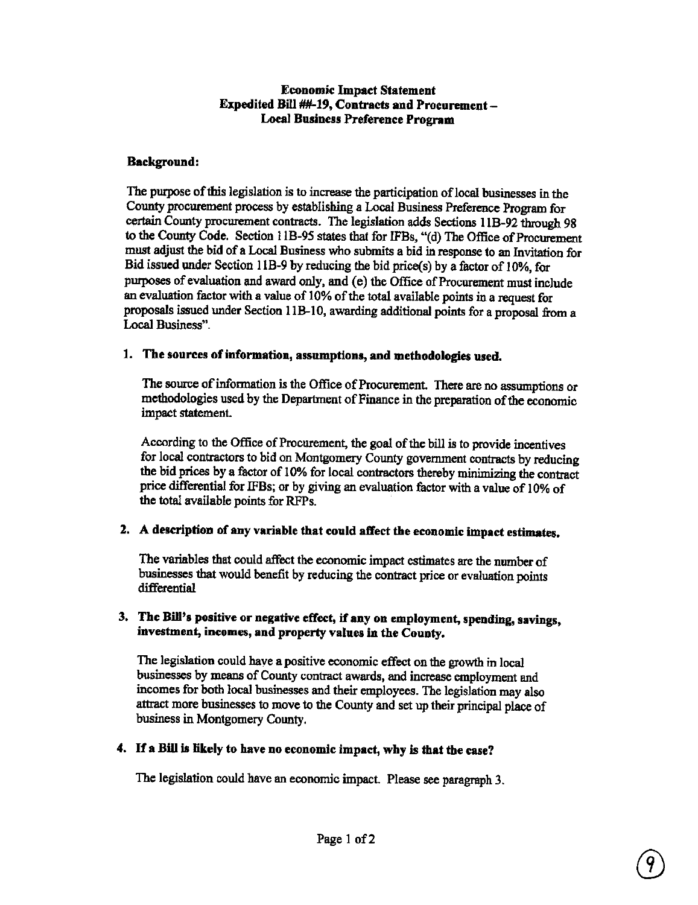**Economic Impact Statement**
**Expedited Bill ##-19, Contracts and Procurement –**
**Local Business Preference Program**

**Background:**

The purpose of this legislation is to increase the participation of local businesses in the County procurement process by establishing a Local Business Preference Program for certain County procurement contracts. The legislation adds Sections 11B-92 through 98 to the County Code. Section 11B-95 states that for IFBs, "(d) The Office of Procurement must adjust the bid of a Local Business who submits a bid in response to an Invitation for Bid issued under Section 11B-9 by reducing the bid price(s) by a factor of 10%, for purposes of evaluation and award only, and (e) the Office of Procurement must include an evaluation factor with a value of 10% of the total available points in a request for proposals issued under Section 11B-10, awarding additional points for a proposal from a Local Business".

1. **The sources of information, assumptions, and methodologies used.**

   The source of information is the Office of Procurement. There are no assumptions or methodologies used by the Department of Finance in the preparation of the economic impact statement.

   According to the Office of Procurement, the goal of the bill is to provide incentives for local contractors to bid on Montgomery County government contracts by reducing the bid prices by a factor of 10% for local contractors thereby minimizing the contract price differential for IFBs; or by giving an evaluation factor with a value of 10% of the total available points for RFPs.

2. **A description of any variable that could affect the economic impact estimates.**

   The variables that could affect the economic impact estimates are the number of businesses that would benefit by reducing the contract price or evaluation points differential

3. **The Bill's positive or negative effect, if any on employment, spending, savings, investment, incomes, and property values in the County.**

   The legislation could have a positive economic effect on the growth in local businesses by means of County contract awards, and increase employment and incomes for both local businesses and their employees. The legislation may also attract more businesses to move to the County and set up their principal place of business in Montgomery County.

4. **If a Bill is likely to have no economic impact, why is that the case?**

   The legislation could have an economic impact. Please see paragraph 3.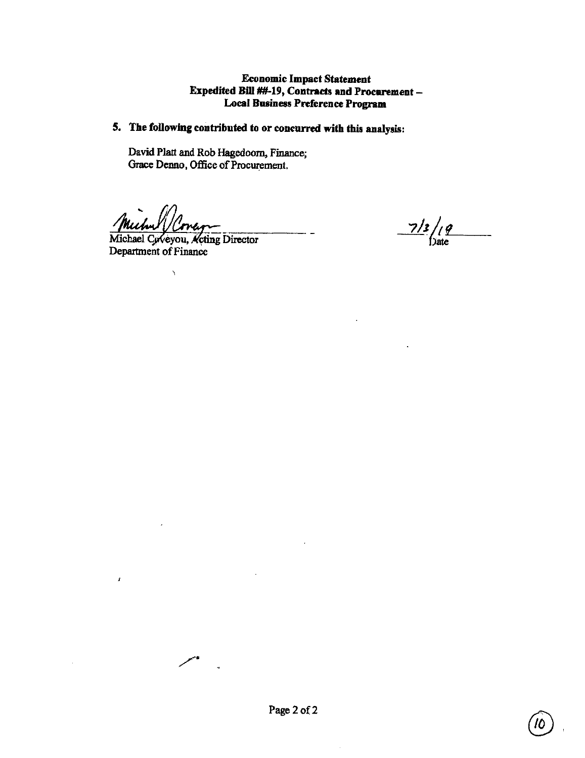**Economic Impact Statement**
**Expedited Bill ##-19, Contracts and Procurement –**
**Local Business Preference Program**

**5. The following contributed to or concurred with this analysis:**

David Platt and Rob Hagedoorn, Finance;
Grace Denno, Office of Procurement.

Michael Coveyou, Acting Director
Department of Finance

7/3/19
Date